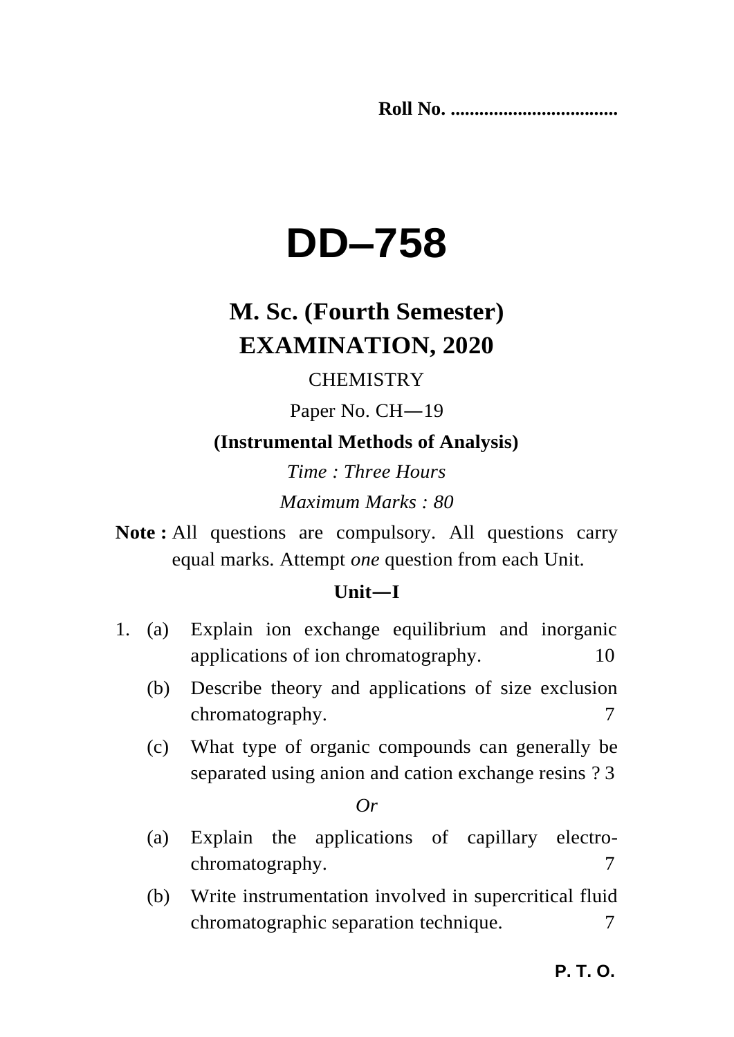**Roll No. ..................................**

# DD–758

## M. Sc. (Fourth Semester) EXAMINATION, 2020

CHEMISTRY

Paper No. CH—19

**(Instrumental Methods of Analysis)**

*Time : Three Hours*

*Maximum Marks : 80*

**Note :** All questions are compulsory. All questions carry equal marks. Attempt *one* question from each Unit.

### Unit—I

1. (a) Explain ion exchange equilibrium and inorganic applications of ion chromatography. 10

   (b) Describe theory and applications of size exclusion chromatography. 7

   (c) What type of organic compounds can generally be separated using anion and cation exchange resins ? 3

*Or*

   (a) Explain the applications of capillary electro-chromatography. 7

   (b) Write instrumentation involved in supercritical fluid chromatographic separation technique. 7

**P. T. O.**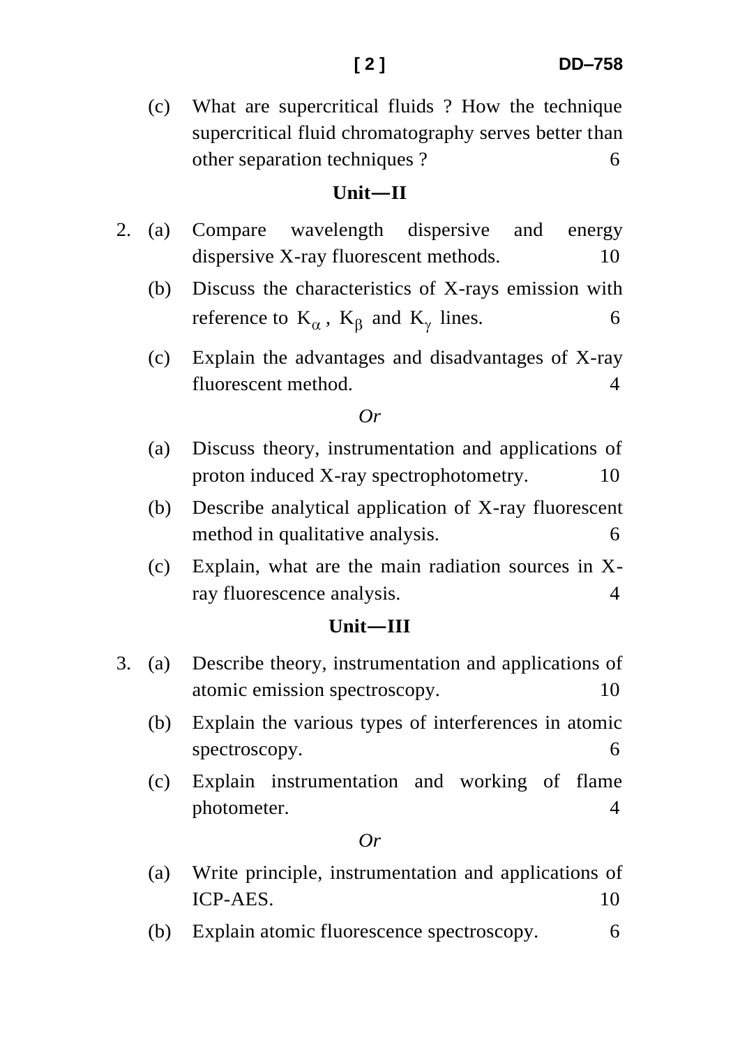(c) What are supercritical fluids ? How the technique supercritical fluid chromatography serves better than other separation techniques ? 6

## Unit—II

2. (a) Compare wavelength dispersive and energy dispersive X-ray fluorescent methods. 10

   (b) Discuss the characteristics of X-rays emission with reference to $K_\alpha$, $K_\beta$ and $K_\gamma$ lines. 6

   (c) Explain the advantages and disadvantages of X-ray fluorescent method. 4

*Or*

   (a) Discuss theory, instrumentation and applications of proton induced X-ray spectrophotometry. 10

   (b) Describe analytical application of X-ray fluorescent method in qualitative analysis. 6

   (c) Explain, what are the main radiation sources in X-ray fluorescence analysis. 4

## Unit—III

3. (a) Describe theory, instrumentation and applications of atomic emission spectroscopy. 10

   (b) Explain the various types of interferences in atomic spectroscopy. 6

   (c) Explain instrumentation and working of flame photometer. 4

*Or*

   (a) Write principle, instrumentation and applications of ICP-AES. 10

   (b) Explain atomic fluorescence spectroscopy. 6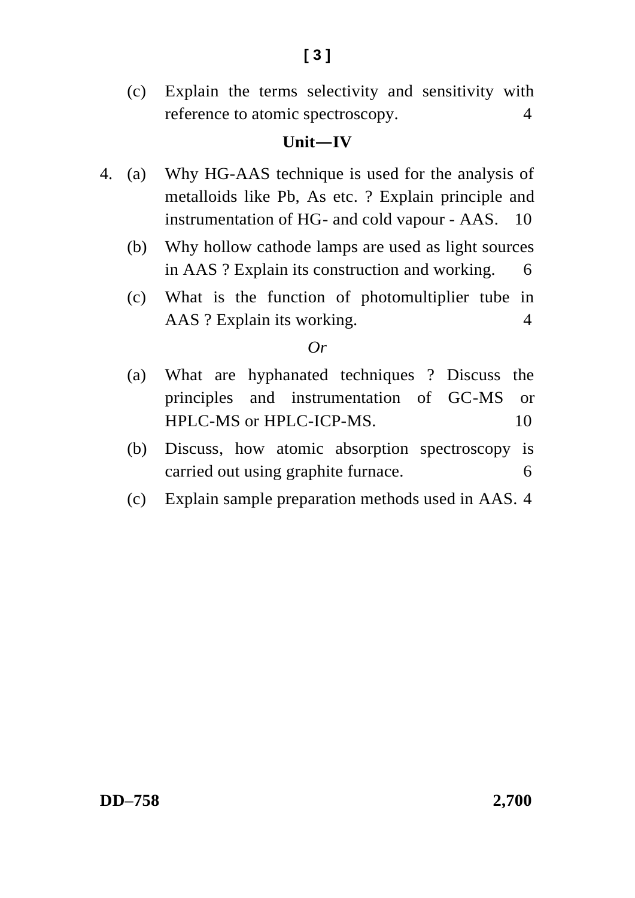(c) Explain the terms selectivity and sensitivity with reference to atomic spectroscopy. 4

## Unit—IV

4. (a) Why HG-AAS technique is used for the analysis of metalloids like Pb, As etc. ? Explain principle and instrumentation of HG- and cold vapour - AAS. 10

   (b) Why hollow cathode lamps are used as light sources in AAS ? Explain its construction and working. 6

   (c) What is the function of photomultiplier tube in AAS ? Explain its working. 4

*Or*

   (a) What are hyphanated techniques ? Discuss the principles and instrumentation of GC-MS or HPLC-MS or HPLC-ICP-MS. 10

   (b) Discuss, how atomic absorption spectroscopy is carried out using graphite furnace. 6

   (c) Explain sample preparation methods used in AAS. 4

**DD–758** **2,700**